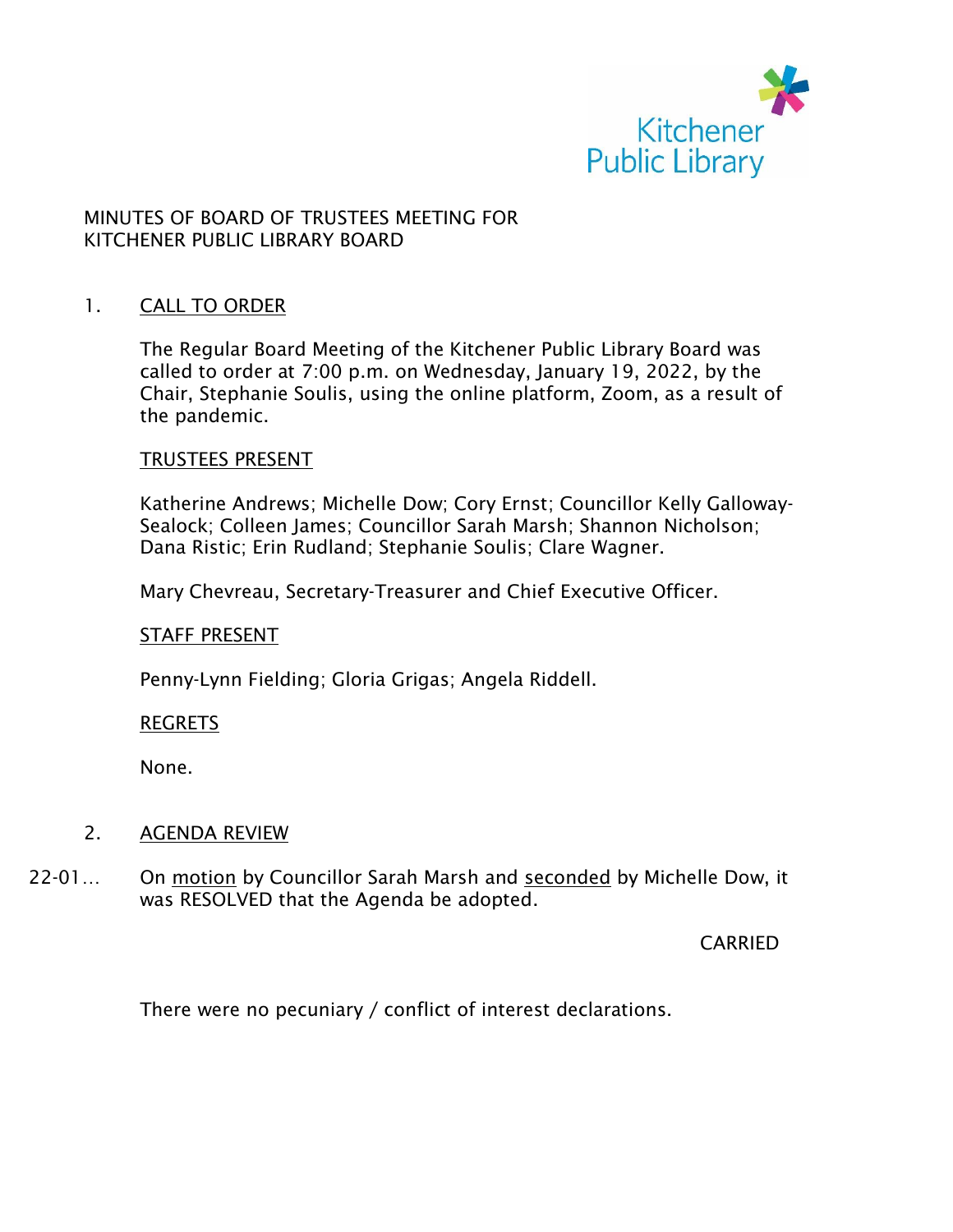Kitchener Public Library

MINUTES OF BOARD OF TRUSTEES MEETING FOR
KITCHENER PUBLIC LIBRARY BOARD

1. CALL TO ORDER

The Regular Board Meeting of the Kitchener Public Library Board was called to order at 7:00 p.m. on Wednesday, January 19, 2022, by the Chair, Stephanie Soulis, using the online platform, Zoom, as a result of the pandemic.

TRUSTEES PRESENT

Katherine Andrews; Michelle Dow; Cory Ernst; Councillor Kelly Galloway-Sealock; Colleen James; Councillor Sarah Marsh; Shannon Nicholson; Dana Ristic; Erin Rudland; Stephanie Soulis; Clare Wagner.

Mary Chevreau, Secretary-Treasurer and Chief Executive Officer.

STAFF PRESENT

Penny-Lynn Fielding; Gloria Grigas; Angela Riddell.

REGRETS

None.

2. AGENDA REVIEW

22-01… On motion by Councillor Sarah Marsh and seconded by Michelle Dow, it was RESOLVED that the Agenda be adopted.

CARRIED

There were no pecuniary / conflict of interest declarations.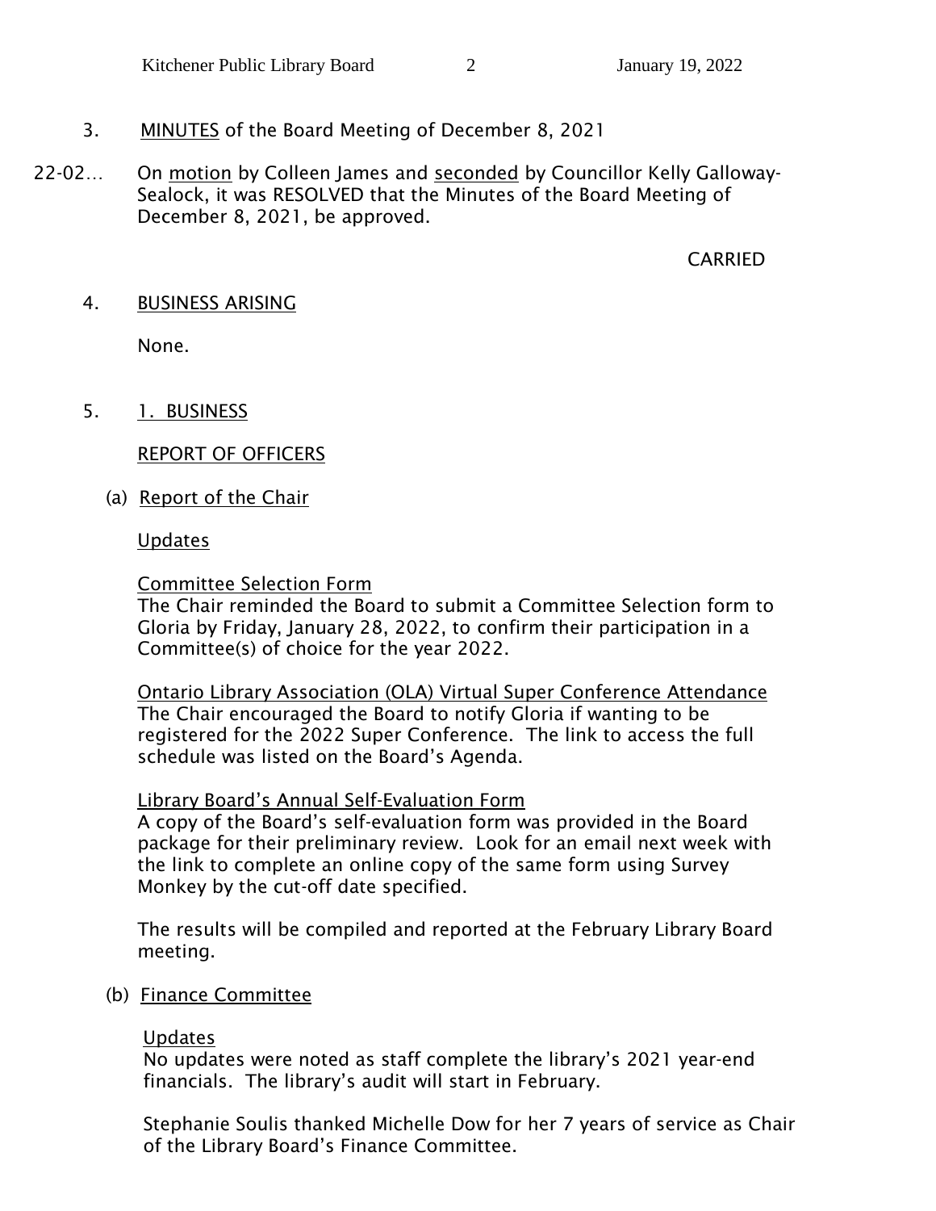3. MINUTES of the Board Meeting of December 8, 2021

22-02… On motion by Colleen James and seconded by Councillor Kelly Galloway-Sealock, it was RESOLVED that the Minutes of the Board Meeting of December 8, 2021, be approved.

CARRIED

4. BUSINESS ARISING

None.

5. 1. BUSINESS

REPORT OF OFFICERS

(a) Report of the Chair

Updates

Committee Selection Form
The Chair reminded the Board to submit a Committee Selection form to Gloria by Friday, January 28, 2022, to confirm their participation in a Committee(s) of choice for the year 2022.

Ontario Library Association (OLA) Virtual Super Conference Attendance
The Chair encouraged the Board to notify Gloria if wanting to be registered for the 2022 Super Conference. The link to access the full schedule was listed on the Board's Agenda.

Library Board's Annual Self-Evaluation Form
A copy of the Board's self-evaluation form was provided in the Board package for their preliminary review. Look for an email next week with the link to complete an online copy of the same form using Survey Monkey by the cut-off date specified.

The results will be compiled and reported at the February Library Board meeting.

(b) Finance Committee

Updates
No updates were noted as staff complete the library's 2021 year-end financials. The library's audit will start in February.

Stephanie Soulis thanked Michelle Dow for her 7 years of service as Chair of the Library Board's Finance Committee.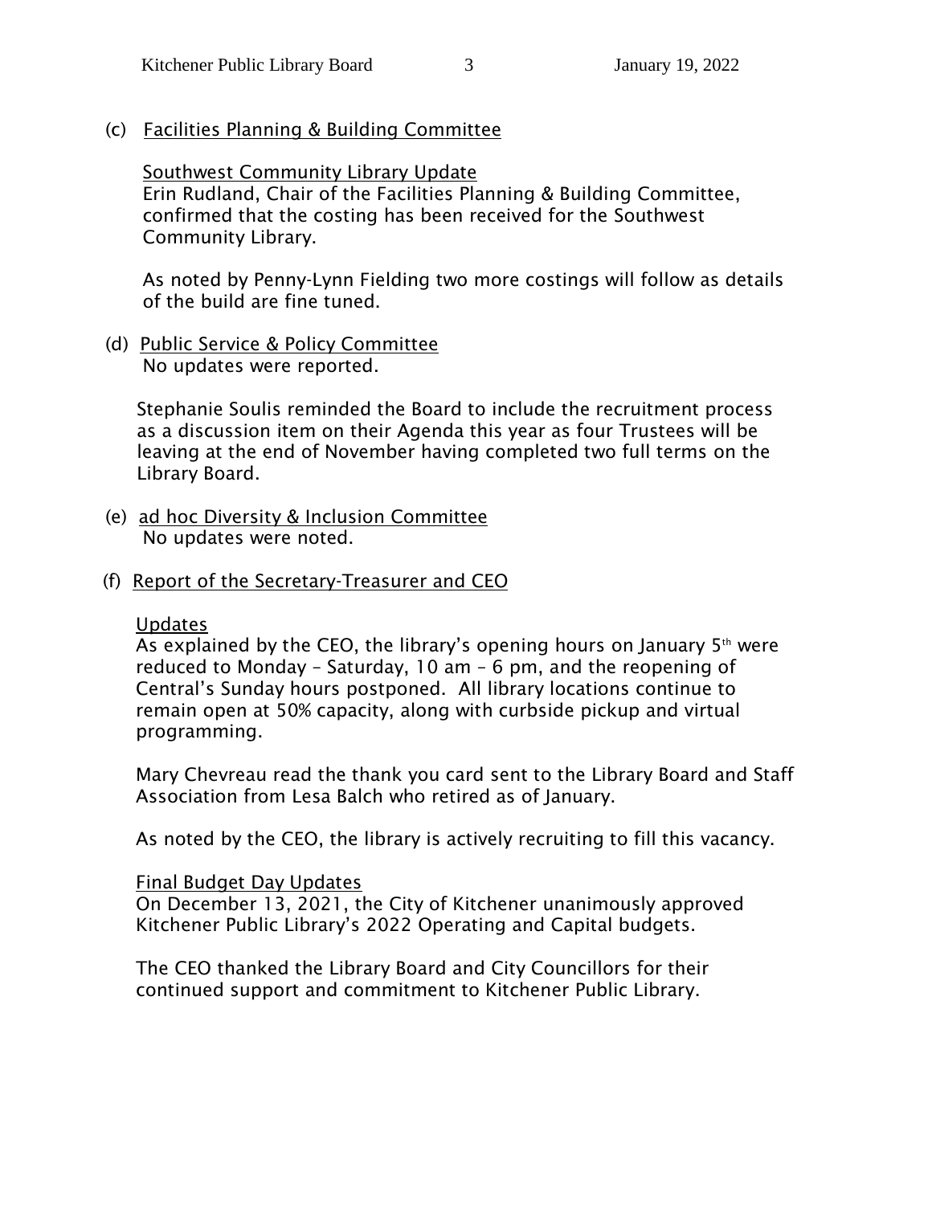(c) Facilities Planning & Building Committee

Southwest Community Library Update
Erin Rudland, Chair of the Facilities Planning & Building Committee, confirmed that the costing has been received for the Southwest Community Library.

As noted by Penny-Lynn Fielding two more costings will follow as details of the build are fine tuned.

(d) Public Service & Policy Committee
No updates were reported.

Stephanie Soulis reminded the Board to include the recruitment process as a discussion item on their Agenda this year as four Trustees will be leaving at the end of November having completed two full terms on the Library Board.

(e) ad hoc Diversity & Inclusion Committee
No updates were noted.

(f) Report of the Secretary-Treasurer and CEO

Updates
As explained by the CEO, the library's opening hours on January 5th were reduced to Monday – Saturday, 10 am – 6 pm, and the reopening of Central's Sunday hours postponed. All library locations continue to remain open at 50% capacity, along with curbside pickup and virtual programming.

Mary Chevreau read the thank you card sent to the Library Board and Staff Association from Lesa Balch who retired as of January.

As noted by the CEO, the library is actively recruiting to fill this vacancy.

Final Budget Day Updates
On December 13, 2021, the City of Kitchener unanimously approved Kitchener Public Library's 2022 Operating and Capital budgets.

The CEO thanked the Library Board and City Councillors for their continued support and commitment to Kitchener Public Library.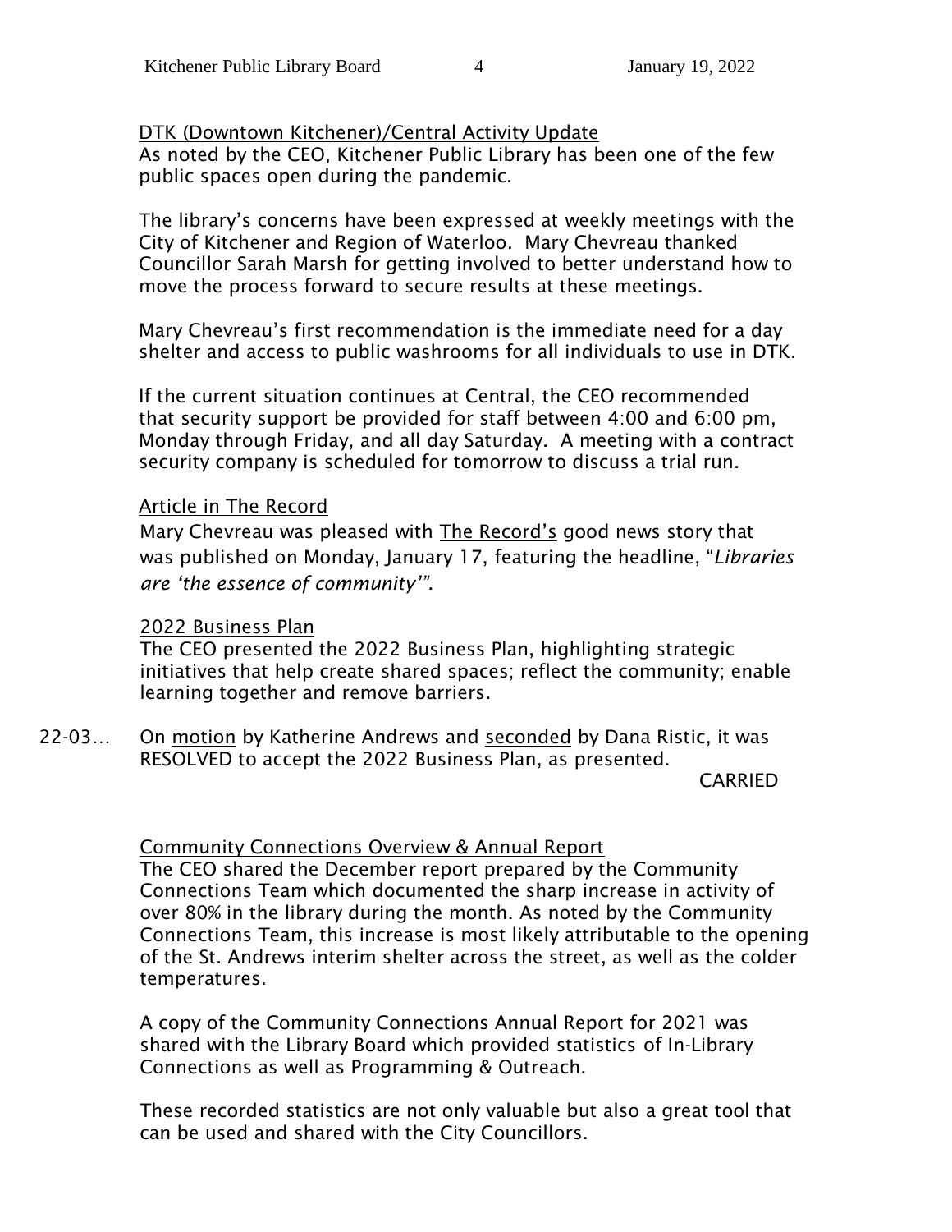DTK (Downtown Kitchener)/Central Activity Update

As noted by the CEO, Kitchener Public Library has been one of the few public spaces open during the pandemic.

The library's concerns have been expressed at weekly meetings with the City of Kitchener and Region of Waterloo. Mary Chevreau thanked Councillor Sarah Marsh for getting involved to better understand how to move the process forward to secure results at these meetings.

Mary Chevreau's first recommendation is the immediate need for a day shelter and access to public washrooms for all individuals to use in DTK.

If the current situation continues at Central, the CEO recommended that security support be provided for staff between 4:00 and 6:00 pm, Monday through Friday, and all day Saturday. A meeting with a contract security company is scheduled for tomorrow to discuss a trial run.

Article in The Record

Mary Chevreau was pleased with The Record's good news story that was published on Monday, January 17, featuring the headline, "*Libraries are 'the essence of community'*".

2022 Business Plan

The CEO presented the 2022 Business Plan, highlighting strategic initiatives that help create shared spaces; reflect the community; enable learning together and remove barriers.

22-03… On motion by Katherine Andrews and seconded by Dana Ristic, it was RESOLVED to accept the 2022 Business Plan, as presented.

CARRIED

Community Connections Overview & Annual Report

The CEO shared the December report prepared by the Community Connections Team which documented the sharp increase in activity of over 80% in the library during the month. As noted by the Community Connections Team, this increase is most likely attributable to the opening of the St. Andrews interim shelter across the street, as well as the colder temperatures.

A copy of the Community Connections Annual Report for 2021 was shared with the Library Board which provided statistics of In-Library Connections as well as Programming & Outreach.

These recorded statistics are not only valuable but also a great tool that can be used and shared with the City Councillors.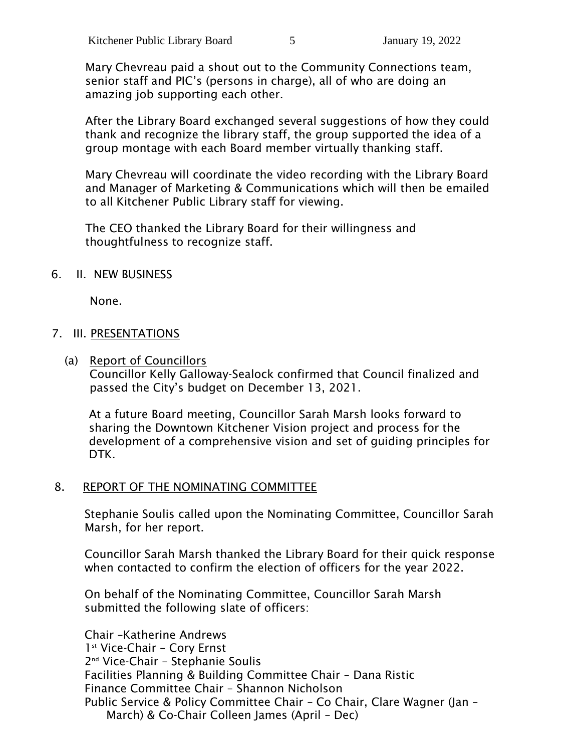Mary Chevreau paid a shout out to the Community Connections team, senior staff and PIC's (persons in charge), all of who are doing an amazing job supporting each other.

After the Library Board exchanged several suggestions of how they could thank and recognize the library staff, the group supported the idea of a group montage with each Board member virtually thanking staff.

Mary Chevreau will coordinate the video recording with the Library Board and Manager of Marketing & Communications which will then be emailed to all Kitchener Public Library staff for viewing.

The CEO thanked the Library Board for their willingness and thoughtfulness to recognize staff.

6. II. NEW BUSINESS

None.

7. III. PRESENTATIONS

(a) Report of Councillors

Councillor Kelly Galloway-Sealock confirmed that Council finalized and passed the City's budget on December 13, 2021.

At a future Board meeting, Councillor Sarah Marsh looks forward to sharing the Downtown Kitchener Vision project and process for the development of a comprehensive vision and set of guiding principles for DTK.

8. REPORT OF THE NOMINATING COMMITTEE

Stephanie Soulis called upon the Nominating Committee, Councillor Sarah Marsh, for her report.

Councillor Sarah Marsh thanked the Library Board for their quick response when contacted to confirm the election of officers for the year 2022.

On behalf of the Nominating Committee, Councillor Sarah Marsh submitted the following slate of officers:

Chair –Katherine Andrews
1st Vice-Chair – Cory Ernst
2nd Vice-Chair – Stephanie Soulis
Facilities Planning & Building Committee Chair – Dana Ristic
Finance Committee Chair – Shannon Nicholson
Public Service & Policy Committee Chair – Co Chair, Clare Wagner (Jan – March) & Co-Chair Colleen James (April – Dec)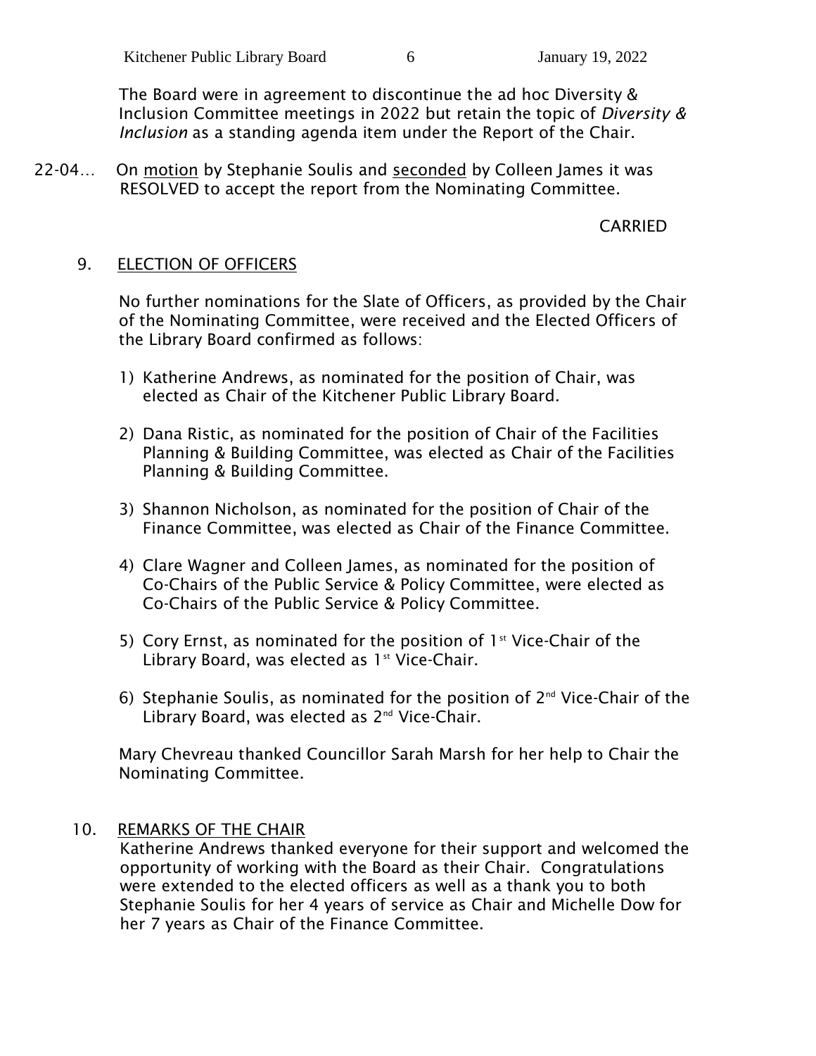The Board were in agreement to discontinue the ad hoc Diversity & Inclusion Committee meetings in 2022 but retain the topic of *Diversity & Inclusion* as a standing agenda item under the Report of the Chair.

22-04… On motion by Stephanie Soulis and seconded by Colleen James it was RESOLVED to accept the report from the Nominating Committee.

CARRIED

9. ELECTION OF OFFICERS

No further nominations for the Slate of Officers, as provided by the Chair of the Nominating Committee, were received and the Elected Officers of the Library Board confirmed as follows:

1) Katherine Andrews, as nominated for the position of Chair, was elected as Chair of the Kitchener Public Library Board.

2) Dana Ristic, as nominated for the position of Chair of the Facilities Planning & Building Committee, was elected as Chair of the Facilities Planning & Building Committee.

3) Shannon Nicholson, as nominated for the position of Chair of the Finance Committee, was elected as Chair of the Finance Committee.

4) Clare Wagner and Colleen James, as nominated for the position of Co-Chairs of the Public Service & Policy Committee, were elected as Co-Chairs of the Public Service & Policy Committee.

5) Cory Ernst, as nominated for the position of 1st Vice-Chair of the Library Board, was elected as 1st Vice-Chair.

6) Stephanie Soulis, as nominated for the position of 2nd Vice-Chair of the Library Board, was elected as 2nd Vice-Chair.

Mary Chevreau thanked Councillor Sarah Marsh for her help to Chair the Nominating Committee.

10. REMARKS OF THE CHAIR

Katherine Andrews thanked everyone for their support and welcomed the opportunity of working with the Board as their Chair. Congratulations were extended to the elected officers as well as a thank you to both Stephanie Soulis for her 4 years of service as Chair and Michelle Dow for her 7 years as Chair of the Finance Committee.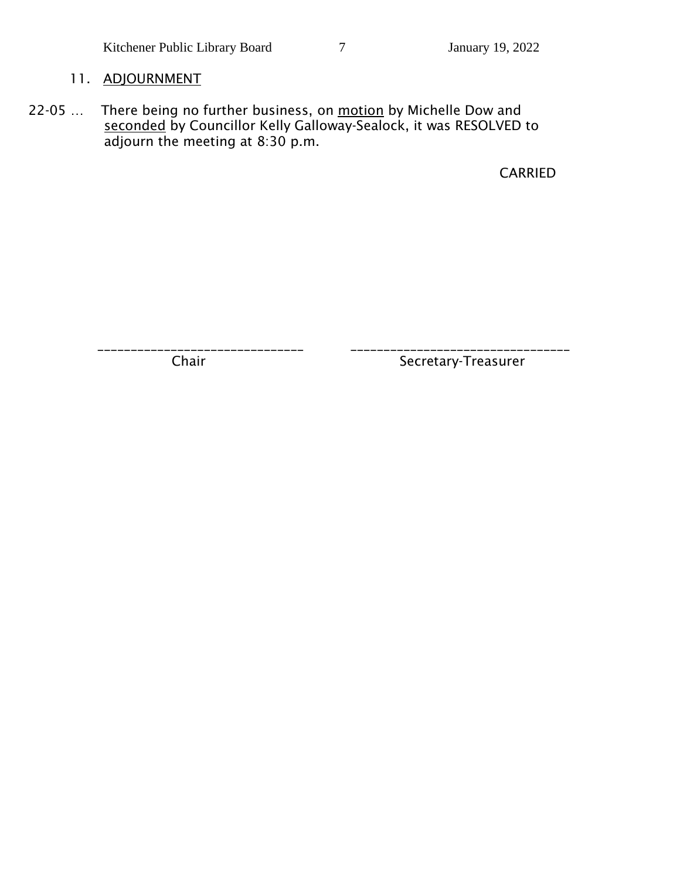## 11. ADJOURNMENT

22-05 … There being no further business, on motion by Michelle Dow and seconded by Councillor Kelly Galloway-Sealock, it was RESOLVED to adjourn the meeting at 8:30 p.m.

CARRIED

\_\_\_\_\_\_\_\_\_\_\_\_\_\_\_\_\_\_\_\_\_\_\_\_\_\_\_\_\_\_\_\_ \_\_\_\_\_\_\_\_\_\_\_\_\_\_\_\_\_\_\_\_\_\_\_\_\_\_\_\_\_\_\_\_\_

Chair Secretary-Treasurer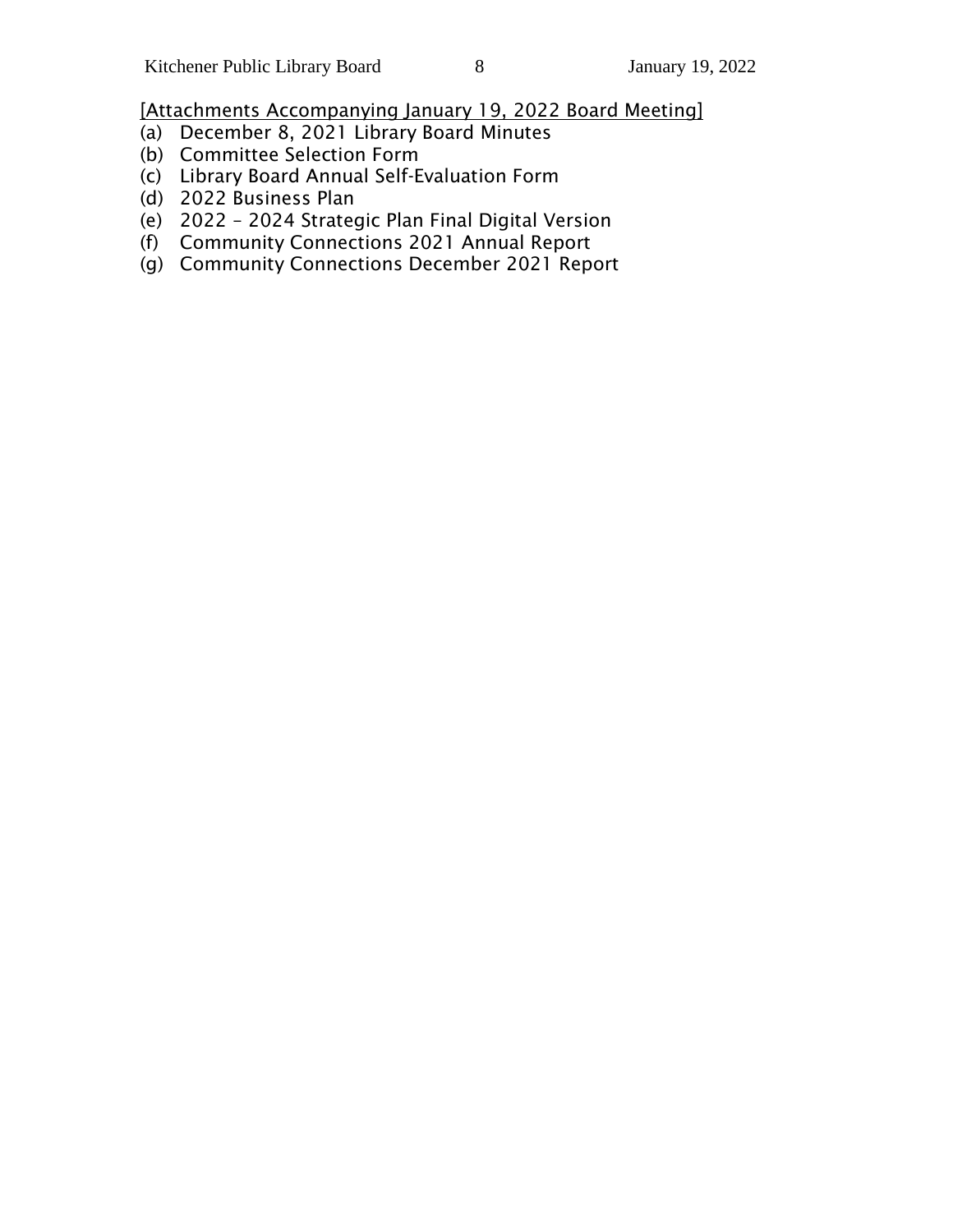[Attachments Accompanying January 19, 2022 Board Meeting]

(a) December 8, 2021 Library Board Minutes
(b) Committee Selection Form
(c) Library Board Annual Self-Evaluation Form
(d) 2022 Business Plan
(e) 2022 – 2024 Strategic Plan Final Digital Version
(f) Community Connections 2021 Annual Report
(g) Community Connections December 2021 Report